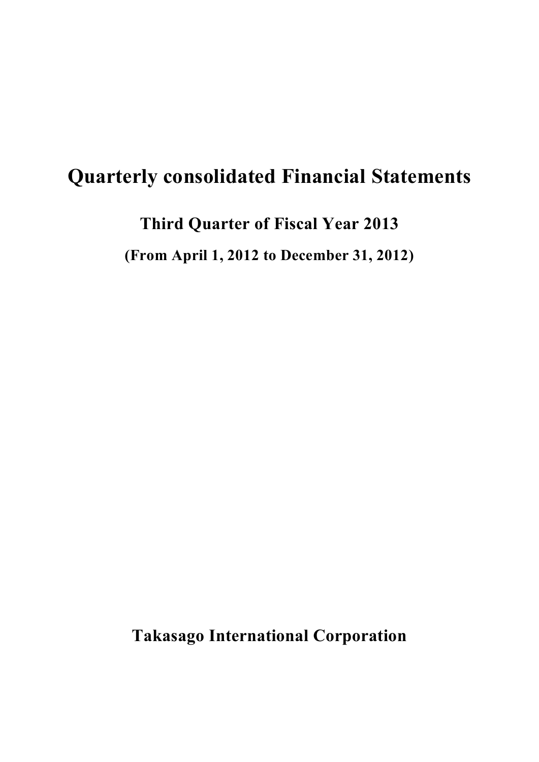# Quarterly consolidated Financial Statements

## Third Quarter of Fiscal Year 2013

### (From April 1, 2012 to December 31, 2012)

## Takasago International Corporation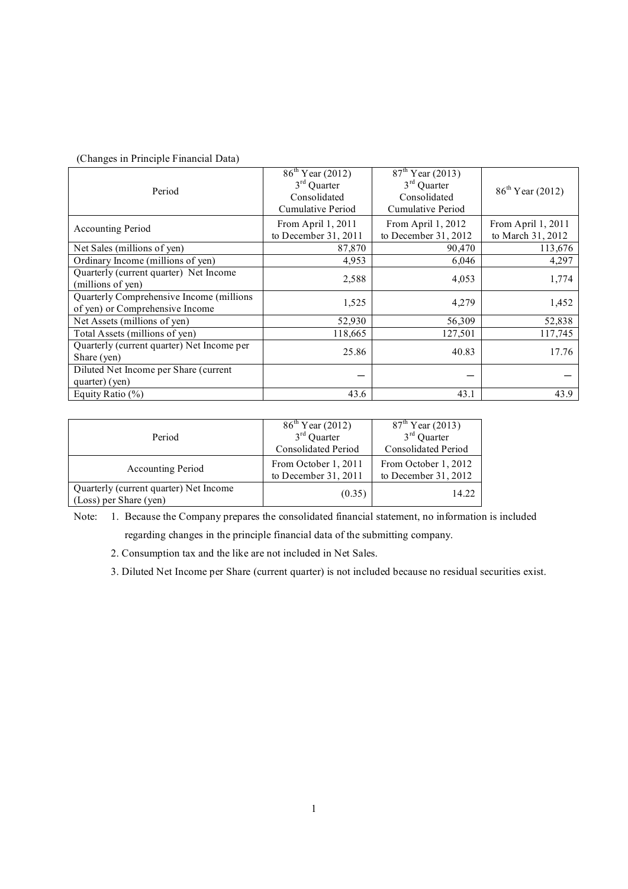(Changes in Principle Financial Data)

| Period | 86th Year (2012) 3rd Quarter Consolidated Cumulative Period | 87th Year (2013) 3rd Quarter Consolidated Cumulative Period | 86th Year (2012) |
|---|---|---|---|
| Accounting Period | From April 1, 2011 to December 31, 2011 | From April 1, 2012 to December 31, 2012 | From April 1, 2011 to March 31, 2012 |
| Net Sales (millions of yen) | 87,870 | 90,470 | 113,676 |
| Ordinary Income (millions of yen) | 4,953 | 6,046 | 4,297 |
| Quarterly (current quarter) Net Income (millions of yen) | 2,588 | 4,053 | 1,774 |
| Quarterly Comprehensive Income (millions of yen) or Comprehensive Income | 1,525 | 4,279 | 1,452 |
| Net Assets (millions of yen) | 52,930 | 56,309 | 52,838 |
| Total Assets (millions of yen) | 118,665 | 127,501 | 117,745 |
| Quarterly (current quarter) Net Income per Share (yen) | 25.86 | 40.83 | 17.76 |
| Diluted Net Income per Share (current quarter) (yen) | — | — | — |
| Equity Ratio (%) | 43.6 | 43.1 | 43.9 |

| Period | 86th Year (2012) 3rd Quarter Consolidated Period | 87th Year (2013) 3rd Quarter Consolidated Period |
|---|---|---|
| Accounting Period | From October 1, 2011 to December 31, 2011 | From October 1, 2012 to December 31, 2012 |
| Quarterly (current quarter) Net Income (Loss) per Share (yen) | (0.35) | 14.22 |

Note:
1. Because the Company prepares the consolidated financial statement, no information is included regarding changes in the principle financial data of the submitting company.
2. Consumption tax and the like are not included in Net Sales.
3. Diluted Net Income per Share (current quarter) is not included because no residual securities exist.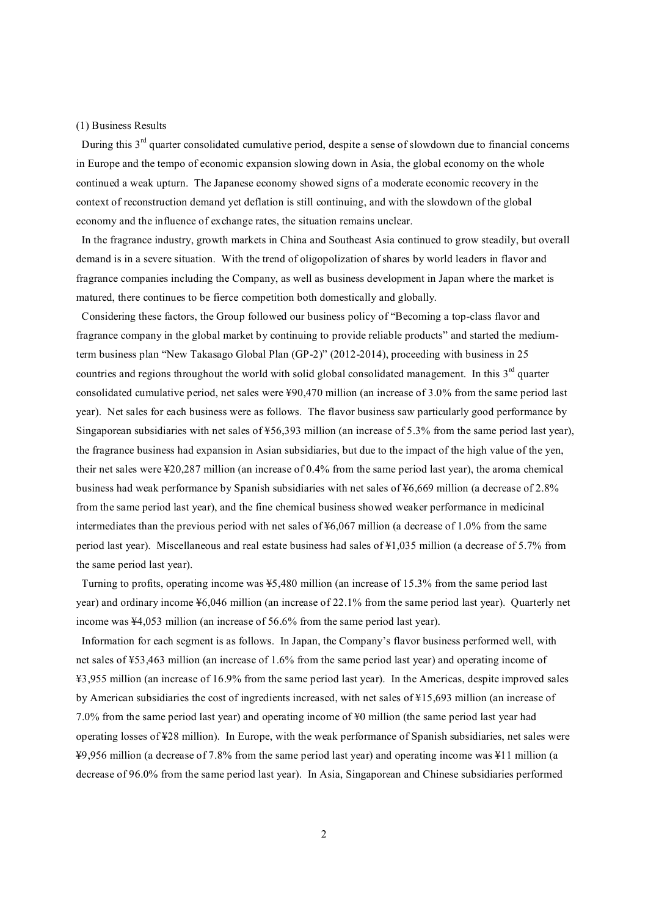(1) Business Results

During this 3rd quarter consolidated cumulative period, despite a sense of slowdown due to financial concerns in Europe and the tempo of economic expansion slowing down in Asia, the global economy on the whole continued a weak upturn. The Japanese economy showed signs of a moderate economic recovery in the context of reconstruction demand yet deflation is still continuing, and with the slowdown of the global economy and the influence of exchange rates, the situation remains unclear.

In the fragrance industry, growth markets in China and Southeast Asia continued to grow steadily, but overall demand is in a severe situation. With the trend of oligopolization of shares by world leaders in flavor and fragrance companies including the Company, as well as business development in Japan where the market is matured, there continues to be fierce competition both domestically and globally.

Considering these factors, the Group followed our business policy of "Becoming a top-class flavor and fragrance company in the global market by continuing to provide reliable products" and started the medium-term business plan "New Takasago Global Plan (GP-2)" (2012-2014), proceeding with business in 25 countries and regions throughout the world with solid global consolidated management. In this 3rd quarter consolidated cumulative period, net sales were ¥90,470 million (an increase of 3.0% from the same period last year). Net sales for each business were as follows. The flavor business saw particularly good performance by Singaporean subsidiaries with net sales of ¥56,393 million (an increase of 5.3% from the same period last year), the fragrance business had expansion in Asian subsidiaries, but due to the impact of the high value of the yen, their net sales were ¥20,287 million (an increase of 0.4% from the same period last year), the aroma chemical business had weak performance by Spanish subsidiaries with net sales of ¥6,669 million (a decrease of 2.8% from the same period last year), and the fine chemical business showed weaker performance in medicinal intermediates than the previous period with net sales of ¥6,067 million (a decrease of 1.0% from the same period last year). Miscellaneous and real estate business had sales of ¥1,035 million (a decrease of 5.7% from the same period last year).

Turning to profits, operating income was ¥5,480 million (an increase of 15.3% from the same period last year) and ordinary income ¥6,046 million (an increase of 22.1% from the same period last year). Quarterly net income was ¥4,053 million (an increase of 56.6% from the same period last year).

Information for each segment is as follows. In Japan, the Company's flavor business performed well, with net sales of ¥53,463 million (an increase of 1.6% from the same period last year) and operating income of ¥3,955 million (an increase of 16.9% from the same period last year). In the Americas, despite improved sales by American subsidiaries the cost of ingredients increased, with net sales of ¥15,693 million (an increase of 7.0% from the same period last year) and operating income of ¥0 million (the same period last year had operating losses of ¥28 million). In Europe, with the weak performance of Spanish subsidiaries, net sales were ¥9,956 million (a decrease of 7.8% from the same period last year) and operating income was ¥11 million (a decrease of 96.0% from the same period last year). In Asia, Singaporean and Chinese subsidiaries performed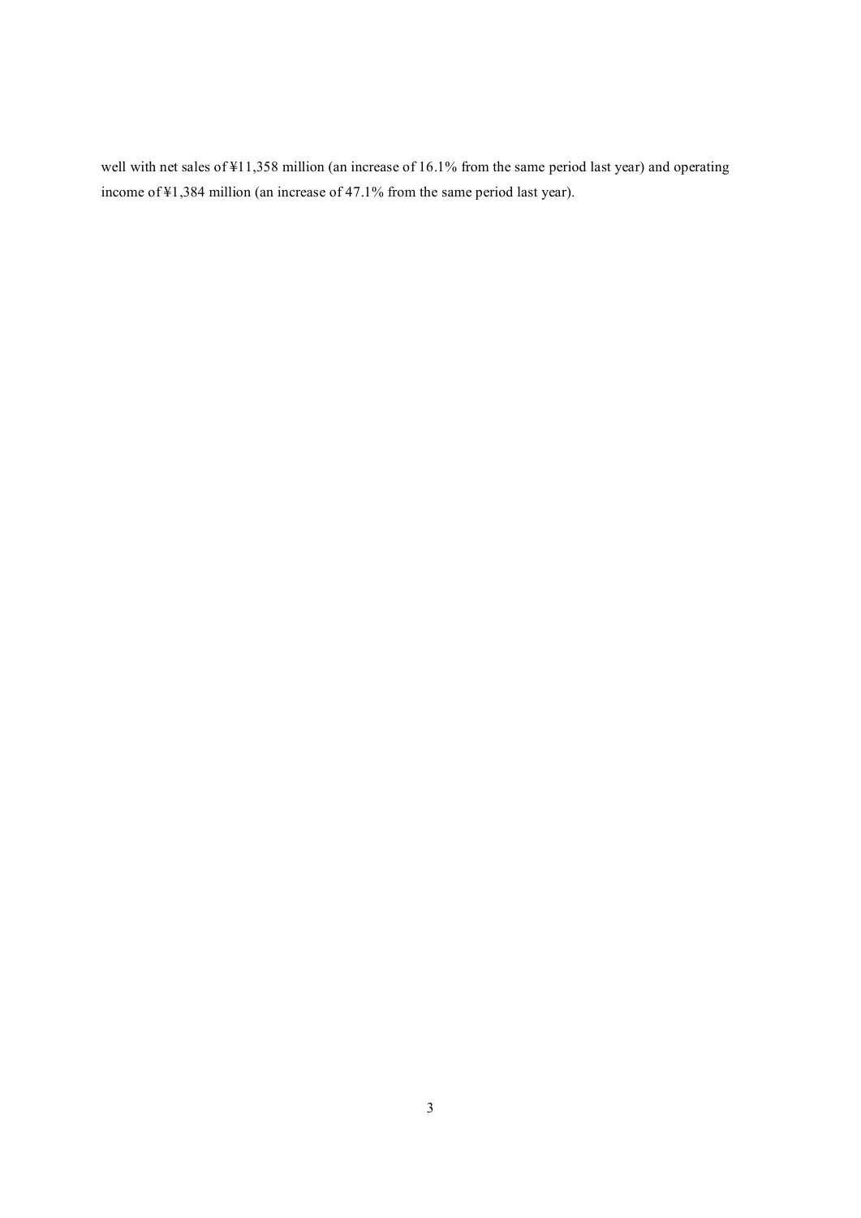well with net sales of ¥11,358 million (an increase of 16.1% from the same period last year) and operating income of ¥1,384 million (an increase of 47.1% from the same period last year).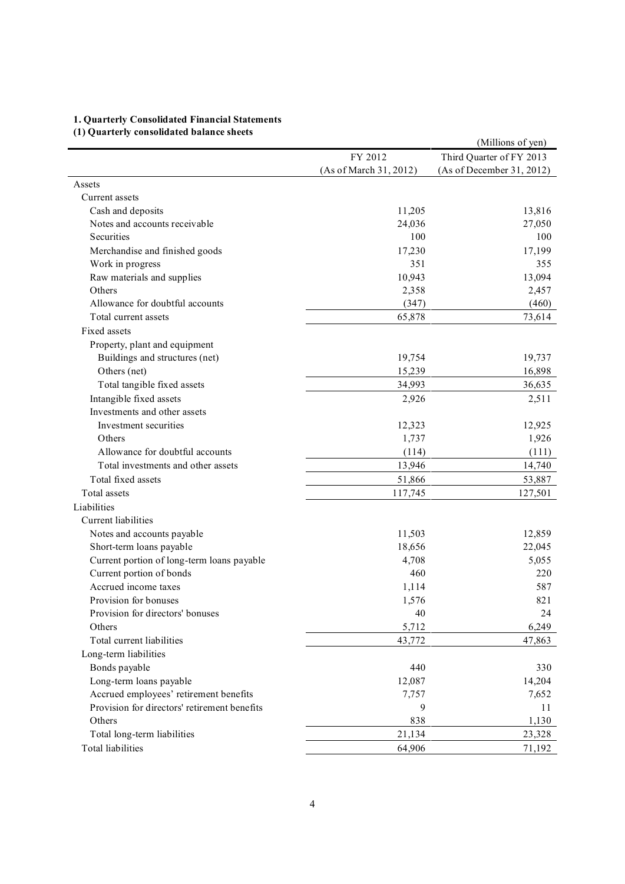## 1. Quarterly Consolidated Financial Statements

### (1) Quarterly consolidated balance sheets

(Millions of yen)

| | FY 2012 (As of March 31, 2012) | Third Quarter of FY 2013 (As of December 31, 2012) |
|---|---:|---:|
| Assets | | |
| Current assets | | |
| Cash and deposits | 11,205 | 13,816 |
| Notes and accounts receivable | 24,036 | 27,050 |
| Securities | 100 | 100 |
| Merchandise and finished goods | 17,230 | 17,199 |
| Work in progress | 351 | 355 |
| Raw materials and supplies | 10,943 | 13,094 |
| Others | 2,358 | 2,457 |
| Allowance for doubtful accounts | (347) | (460) |
| Total current assets | 65,878 | 73,614 |
| Fixed assets | | |
| Property, plant and equipment | | |
| Buildings and structures (net) | 19,754 | 19,737 |
| Others (net) | 15,239 | 16,898 |
| Total tangible fixed assets | 34,993 | 36,635 |
| Intangible fixed assets | 2,926 | 2,511 |
| Investments and other assets | | |
| Investment securities | 12,323 | 12,925 |
| Others | 1,737 | 1,926 |
| Allowance for doubtful accounts | (114) | (111) |
| Total investments and other assets | 13,946 | 14,740 |
| Total fixed assets | 51,866 | 53,887 |
| Total assets | 117,745 | 127,501 |
| Liabilities | | |
| Current liabilities | | |
| Notes and accounts payable | 11,503 | 12,859 |
| Short-term loans payable | 18,656 | 22,045 |
| Current portion of long-term loans payable | 4,708 | 5,055 |
| Current portion of bonds | 460 | 220 |
| Accrued income taxes | 1,114 | 587 |
| Provision for bonuses | 1,576 | 821 |
| Provision for directors' bonuses | 40 | 24 |
| Others | 5,712 | 6,249 |
| Total current liabilities | 43,772 | 47,863 |
| Long-term liabilities | | |
| Bonds payable | 440 | 330 |
| Long-term loans payable | 12,087 | 14,204 |
| Accrued employees' retirement benefits | 7,757 | 7,652 |
| Provision for directors' retirement benefits | 9 | 11 |
| Others | 838 | 1,130 |
| Total long-term liabilities | 21,134 | 23,328 |
| Total liabilities | 64,906 | 71,192 |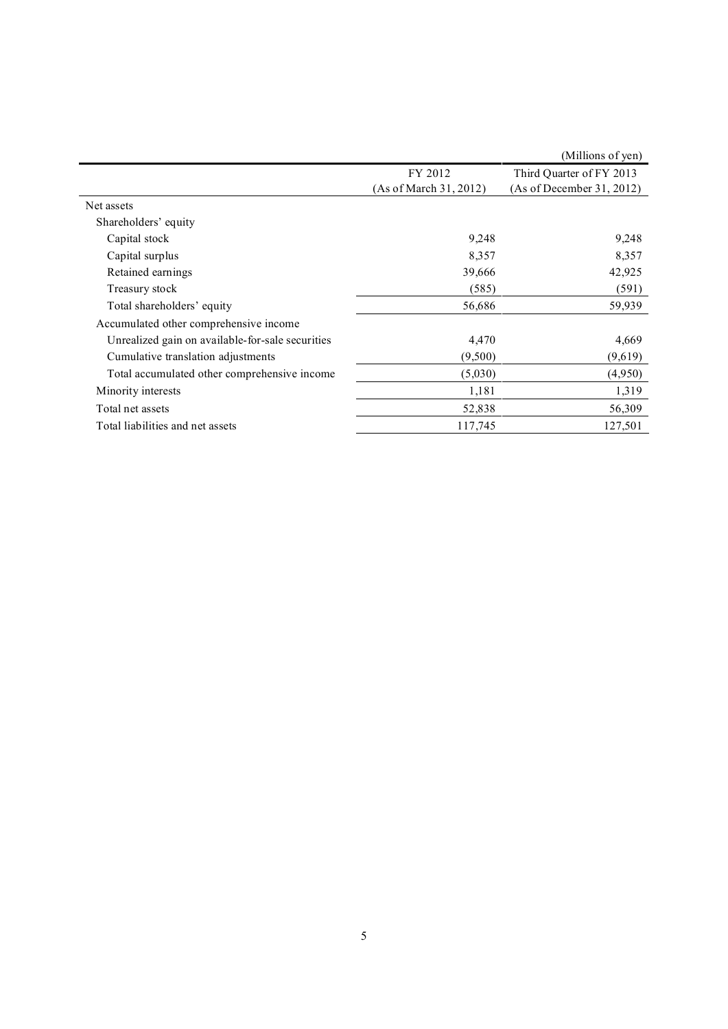(Millions of yen)

| | FY 2012 (As of March 31, 2012) | Third Quarter of FY 2013 (As of December 31, 2012) |
|---|---|---|
| Net assets | | |
| Shareholders' equity | | |
| Capital stock | 9,248 | 9,248 |
| Capital surplus | 8,357 | 8,357 |
| Retained earnings | 39,666 | 42,925 |
| Treasury stock | (585) | (591) |
| Total shareholders' equity | 56,686 | 59,939 |
| Accumulated other comprehensive income | | |
| Unrealized gain on available-for-sale securities | 4,470 | 4,669 |
| Cumulative translation adjustments | (9,500) | (9,619) |
| Total accumulated other comprehensive income | (5,030) | (4,950) |
| Minority interests | 1,181 | 1,319 |
| Total net assets | 52,838 | 56,309 |
| Total liabilities and net assets | 117,745 | 127,501 |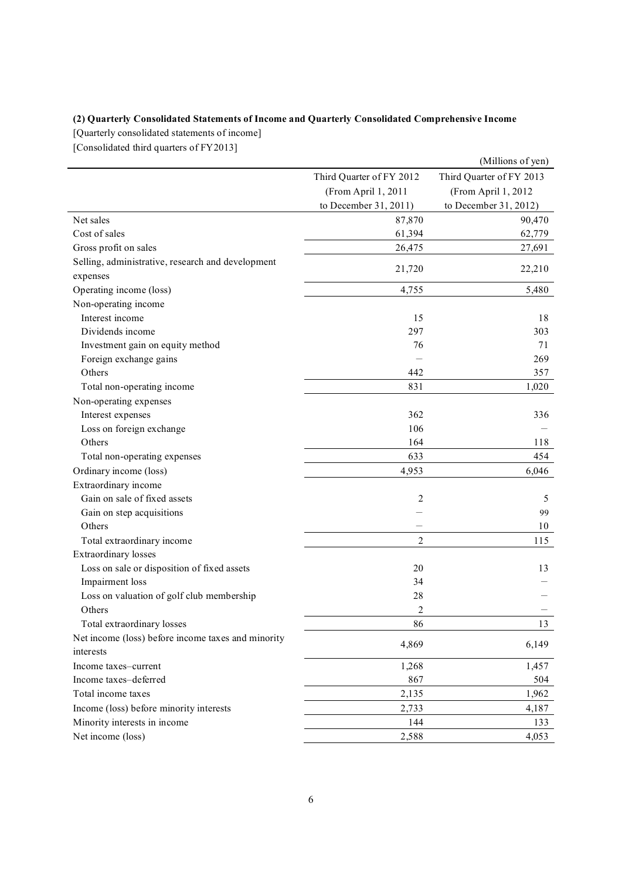**(2) Quarterly Consolidated Statements of Income and Quarterly Consolidated Comprehensive Income**

[Quarterly consolidated statements of income]

[Consolidated third quarters of FY2013]

(Millions of yen)

| | Third Quarter of FY 2012 (From April 1, 2011 to December 31, 2011) | Third Quarter of FY 2013 (From April 1, 2012 to December 31, 2012) |
|---|---|---|
| Net sales | 87,870 | 90,470 |
| Cost of sales | 61,394 | 62,779 |
| Gross profit on sales | 26,475 | 27,691 |
| Selling, administrative, research and development expenses | 21,720 | 22,210 |
| Operating income (loss) | 4,755 | 5,480 |
| Non-operating income | | |
| Interest income | 15 | 18 |
| Dividends income | 297 | 303 |
| Investment gain on equity method | 76 | 71 |
| Foreign exchange gains | — | 269 |
| Others | 442 | 357 |
| Total non-operating income | 831 | 1,020 |
| Non-operating expenses | | |
| Interest expenses | 362 | 336 |
| Loss on foreign exchange | 106 | — |
| Others | 164 | 118 |
| Total non-operating expenses | 633 | 454 |
| Ordinary income (loss) | 4,953 | 6,046 |
| Extraordinary income | | |
| Gain on sale of fixed assets | 2 | 5 |
| Gain on step acquisitions | — | 99 |
| Others | — | 10 |
| Total extraordinary income | 2 | 115 |
| Extraordinary losses | | |
| Loss on sale or disposition of fixed assets | 20 | 13 |
| Impairment loss | 34 | — |
| Loss on valuation of golf club membership | 28 | — |
| Others | 2 | — |
| Total extraordinary losses | 86 | 13 |
| Net income (loss) before income taxes and minority interests | 4,869 | 6,149 |
| Income taxes–current | 1,268 | 1,457 |
| Income taxes–deferred | 867 | 504 |
| Total income taxes | 2,135 | 1,962 |
| Income (loss) before minority interests | 2,733 | 4,187 |
| Minority interests in income | 144 | 133 |
| Net income (loss) | 2,588 | 4,053 |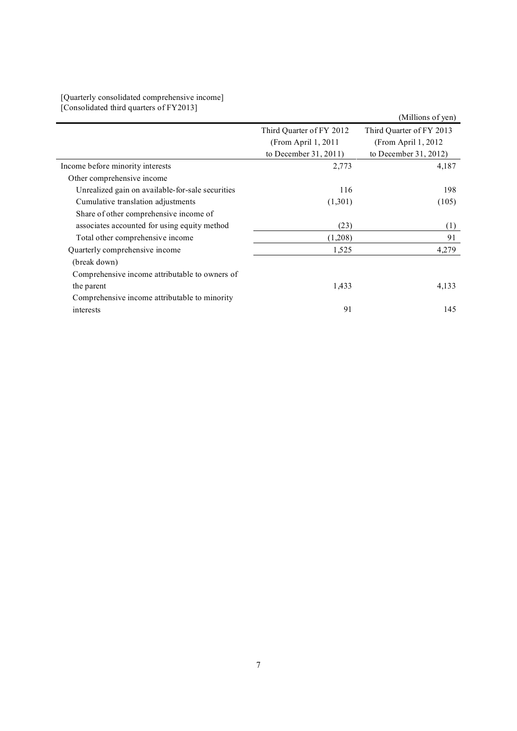[Quarterly consolidated comprehensive income]
[Consolidated third quarters of FY2013]

(Millions of yen)

| | Third Quarter of FY 2012 (From April 1, 2011 to December 31, 2011) | Third Quarter of FY 2013 (From April 1, 2012 to December 31, 2012) |
|---|---|---|
| Income before minority interests | 2,773 | 4,187 |
| Other comprehensive income | | |
| Unrealized gain on available-for-sale securities | 116 | 198 |
| Cumulative translation adjustments | (1,301) | (105) |
| Share of other comprehensive income of associates accounted for using equity method | (23) | (1) |
| Total other comprehensive income | (1,208) | 91 |
| Quarterly comprehensive income | 1,525 | 4,279 |
| (break down) | | |
| Comprehensive income attributable to owners of the parent | 1,433 | 4,133 |
| Comprehensive income attributable to minority interests | 91 | 145 |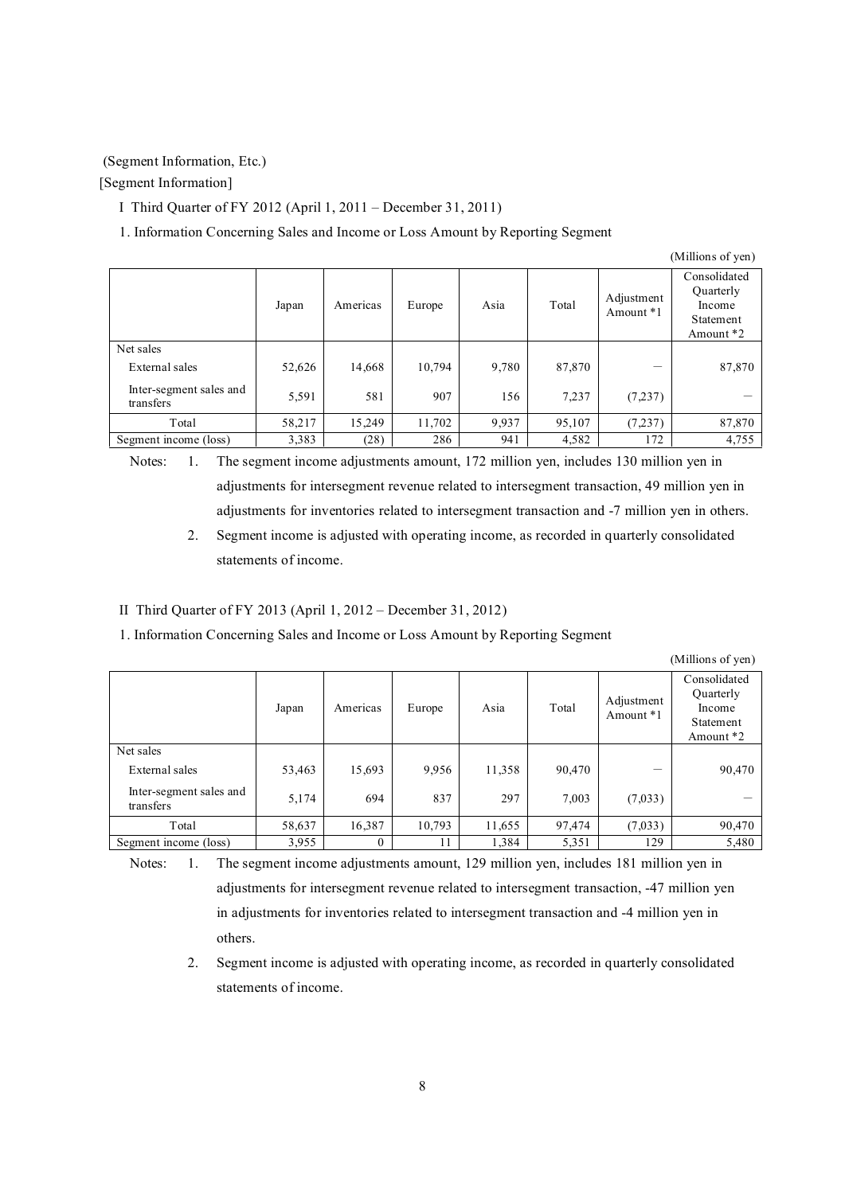(Segment Information, Etc.)

[Segment Information]

I Third Quarter of FY 2012 (April 1, 2011 – December 31, 2011)

1. Information Concerning Sales and Income or Loss Amount by Reporting Segment

(Millions of yen)

| | Japan | Americas | Europe | Asia | Total | Adjustment Amount *1 | Consolidated Quarterly Income Statement Amount *2 |
|---|---|---|---|---|---|---|---|
| Net sales | | | | | | | |
| External sales | 52,626 | 14,668 | 10,794 | 9,780 | 87,870 | — | 87,870 |
| Inter-segment sales and transfers | 5,591 | 581 | 907 | 156 | 7,237 | (7,237) | — |
| Total | 58,217 | 15,249 | 11,702 | 9,937 | 95,107 | (7,237) | 87,870 |
| Segment income (loss) | 3,383 | (28) | 286 | 941 | 4,582 | 172 | 4,755 |

Notes:

1. The segment income adjustments amount, 172 million yen, includes 130 million yen in adjustments for intersegment revenue related to intersegment transaction, 49 million yen in adjustments for inventories related to intersegment transaction and -7 million yen in others.
2. Segment income is adjusted with operating income, as recorded in quarterly consolidated statements of income.

II Third Quarter of FY 2013 (April 1, 2012 – December 31, 2012)

1. Information Concerning Sales and Income or Loss Amount by Reporting Segment

(Millions of yen)

| | Japan | Americas | Europe | Asia | Total | Adjustment Amount *1 | Consolidated Quarterly Income Statement Amount *2 |
|---|---|---|---|---|---|---|---|
| Net sales | | | | | | | |
| External sales | 53,463 | 15,693 | 9,956 | 11,358 | 90,470 | — | 90,470 |
| Inter-segment sales and transfers | 5,174 | 694 | 837 | 297 | 7,003 | (7,033) | — |
| Total | 58,637 | 16,387 | 10,793 | 11,655 | 97,474 | (7,033) | 90,470 |
| Segment income (loss) | 3,955 | 0 | 11 | 1,384 | 5,351 | 129 | 5,480 |

Notes:

1. The segment income adjustments amount, 129 million yen, includes 181 million yen in adjustments for intersegment revenue related to intersegment transaction, -47 million yen in adjustments for inventories related to intersegment transaction and -4 million yen in others.
2. Segment income is adjusted with operating income, as recorded in quarterly consolidated statements of income.